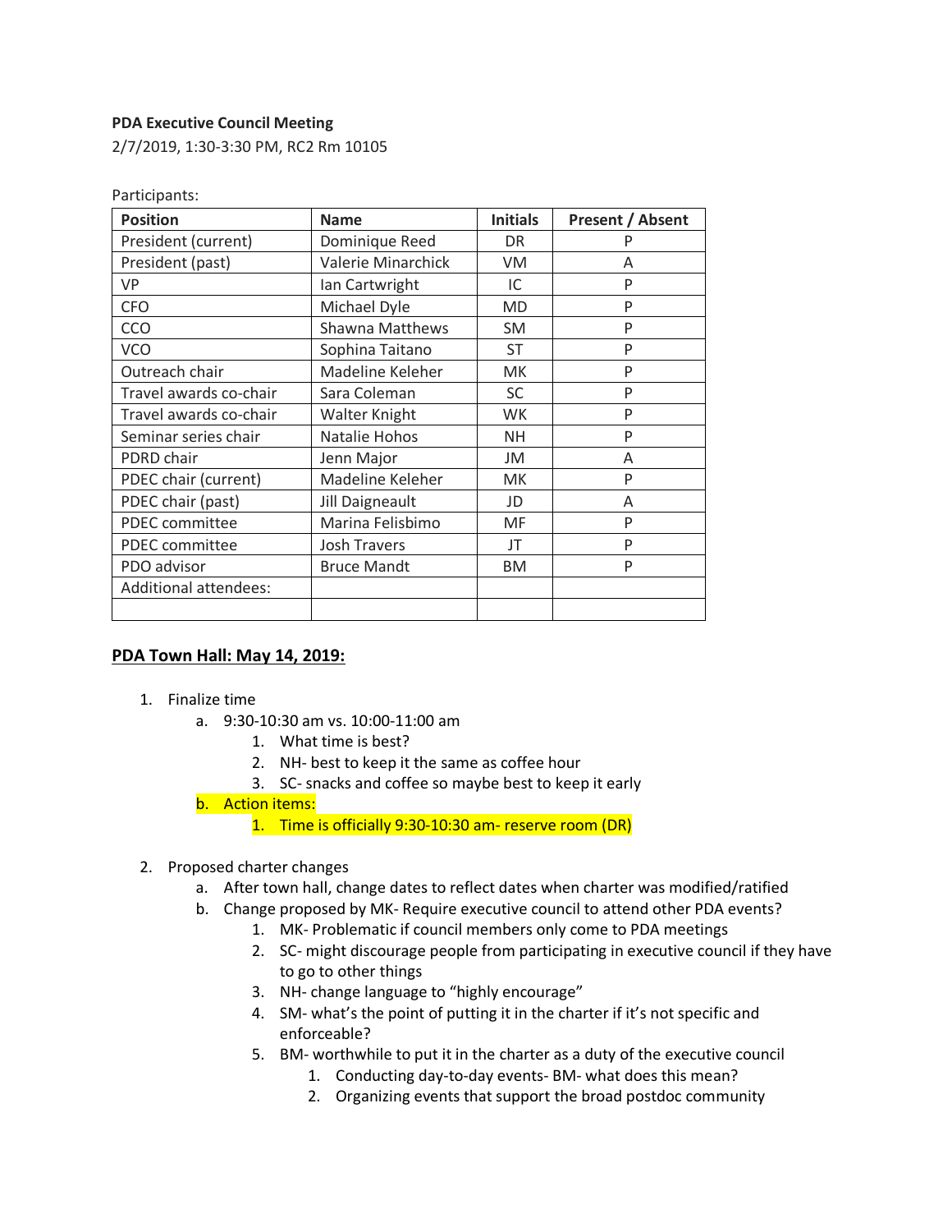**PDA Executive Council Meeting**

2/7/2019, 1:30-3:30 PM, RC2 Rm 10105

Participants:

| Position | Name | Initials | Present / Absent |
|---|---|---|---|
| President (current) | Dominique Reed | DR | P |
| President (past) | Valerie Minarchick | VM | A |
| VP | Ian Cartwright | IC | P |
| CFO | Michael Dyle | MD | P |
| CCO | Shawna Matthews | SM | P |
| VCO | Sophina Taitano | ST | P |
| Outreach chair | Madeline Keleher | MK | P |
| Travel awards co-chair | Sara Coleman | SC | P |
| Travel awards co-chair | Walter Knight | WK | P |
| Seminar series chair | Natalie Hohos | NH | P |
| PDRD chair | Jenn Major | JM | A |
| PDEC chair (current) | Madeline Keleher | MK | P |
| PDEC chair (past) | Jill Daigneault | JD | A |
| PDEC committee | Marina Felisbimo | MF | P |
| PDEC committee | Josh Travers | JT | P |
| PDO advisor | Bruce Mandt | BM | P |
| Additional attendees: | | | |
| | | | |

## PDA Town Hall: May 14, 2019:

1. Finalize time
   a. 9:30-10:30 am vs. 10:00-11:00 am
      1. What time is best?
      2. NH- best to keep it the same as coffee hour
      3. SC- snacks and coffee so maybe best to keep it early
   
   b. Action items:
      1. Time is officially 9:30-10:30 am- reserve room (DR)

2. Proposed charter changes
   a. After town hall, change dates to reflect dates when charter was modified/ratified
   b. Change proposed by MK- Require executive council to attend other PDA events?
      1. MK- Problematic if council members only come to PDA meetings
      2. SC- might discourage people from participating in executive council if they have to go to other things
      3. NH- change language to "highly encourage"
      4. SM- what's the point of putting it in the charter if it's not specific and enforceable?
      5. BM- worthwhile to put it in the charter as a duty of the executive council
         1. Conducting day-to-day events- BM- what does this mean?
         2. Organizing events that support the broad postdoc community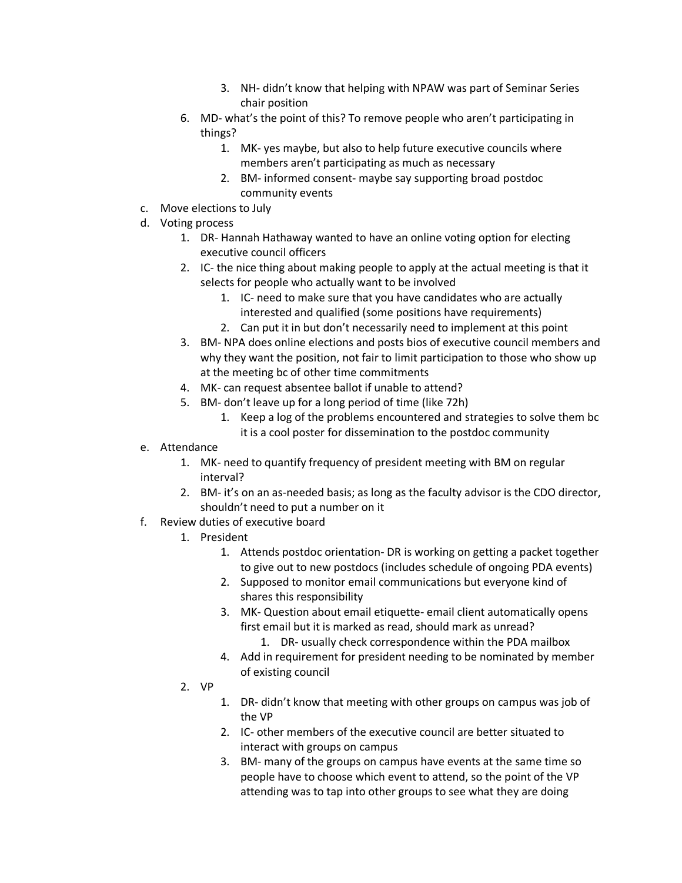3. NH- didn't know that helping with NPAW was part of Seminar Series chair position
   6. MD- what's the point of this? To remove people who aren't participating in things?
      1. MK- yes maybe, but also to help future executive councils where members aren't participating as much as necessary
      2. BM- informed consent- maybe say supporting broad postdoc community events

c. Move elections to July

d. Voting process
   1. DR- Hannah Hathaway wanted to have an online voting option for electing executive council officers
   2. IC- the nice thing about making people to apply at the actual meeting is that it selects for people who actually want to be involved
      1. IC- need to make sure that you have candidates who are actually interested and qualified (some positions have requirements)
      2. Can put it in but don't necessarily need to implement at this point
   3. BM- NPA does online elections and posts bios of executive council members and why they want the position, not fair to limit participation to those who show up at the meeting bc of other time commitments
   4. MK- can request absentee ballot if unable to attend?
   5. BM- don't leave up for a long period of time (like 72h)
      1. Keep a log of the problems encountered and strategies to solve them bc it is a cool poster for dissemination to the postdoc community

e. Attendance
   1. MK- need to quantify frequency of president meeting with BM on regular interval?
   2. BM- it's on an as-needed basis; as long as the faculty advisor is the CDO director, shouldn't need to put a number on it

f. Review duties of executive board
   1. President
      1. Attends postdoc orientation- DR is working on getting a packet together to give out to new postdocs (includes schedule of ongoing PDA events)
      2. Supposed to monitor email communications but everyone kind of shares this responsibility
      3. MK- Question about email etiquette- email client automatically opens first email but it is marked as read, should mark as unread?
         1. DR- usually check correspondence within the PDA mailbox
      4. Add in requirement for president needing to be nominated by member of existing council
   2. VP
      1. DR- didn't know that meeting with other groups on campus was job of the VP
      2. IC- other members of the executive council are better situated to interact with groups on campus
      3. BM- many of the groups on campus have events at the same time so people have to choose which event to attend, so the point of the VP attending was to tap into other groups to see what they are doing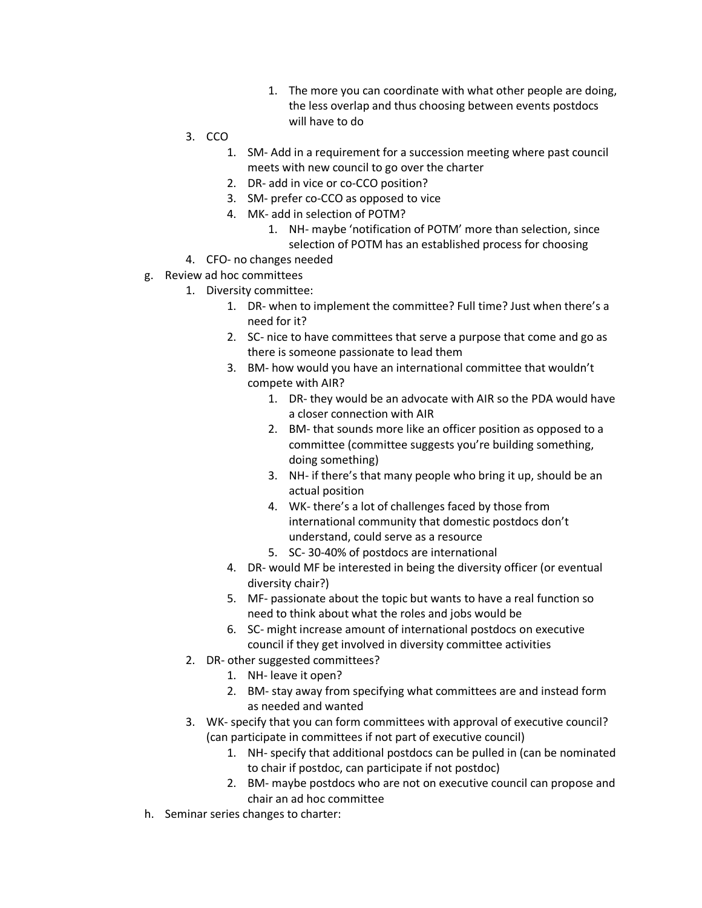1. The more you can coordinate with what other people are doing, the less overlap and thus choosing between events postdocs will have to do
    3. CCO
        1. SM- Add in a requirement for a succession meeting where past council meets with new council to go over the charter
        2. DR- add in vice or co-CCO position?
        3. SM- prefer co-CCO as opposed to vice
        4. MK- add in selection of POTM?
            1. NH- maybe 'notification of POTM' more than selection, since selection of POTM has an established process for choosing
    4. CFO- no changes needed

g. Review ad hoc committees
    1. Diversity committee:
        1. DR- when to implement the committee? Full time? Just when there's a need for it?
        2. SC- nice to have committees that serve a purpose that come and go as there is someone passionate to lead them
        3. BM- how would you have an international committee that wouldn't compete with AIR?
            1. DR- they would be an advocate with AIR so the PDA would have a closer connection with AIR
            2. BM- that sounds more like an officer position as opposed to a committee (committee suggests you're building something, doing something)
            3. NH- if there's that many people who bring it up, should be an actual position
            4. WK- there's a lot of challenges faced by those from international community that domestic postdocs don't understand, could serve as a resource
            5. SC- 30-40% of postdocs are international
        4. DR- would MF be interested in being the diversity officer (or eventual diversity chair?)
        5. MF- passionate about the topic but wants to have a real function so need to think about what the roles and jobs would be
        6. SC- might increase amount of international postdocs on executive council if they get involved in diversity committee activities
    2. DR- other suggested committees?
        1. NH- leave it open?
        2. BM- stay away from specifying what committees are and instead form as needed and wanted
    3. WK- specify that you can form committees with approval of executive council? (can participate in committees if not part of executive council)
        1. NH- specify that additional postdocs can be pulled in (can be nominated to chair if postdoc, can participate if not postdoc)
        2. BM- maybe postdocs who are not on executive council can propose and chair an ad hoc committee

h. Seminar series changes to charter: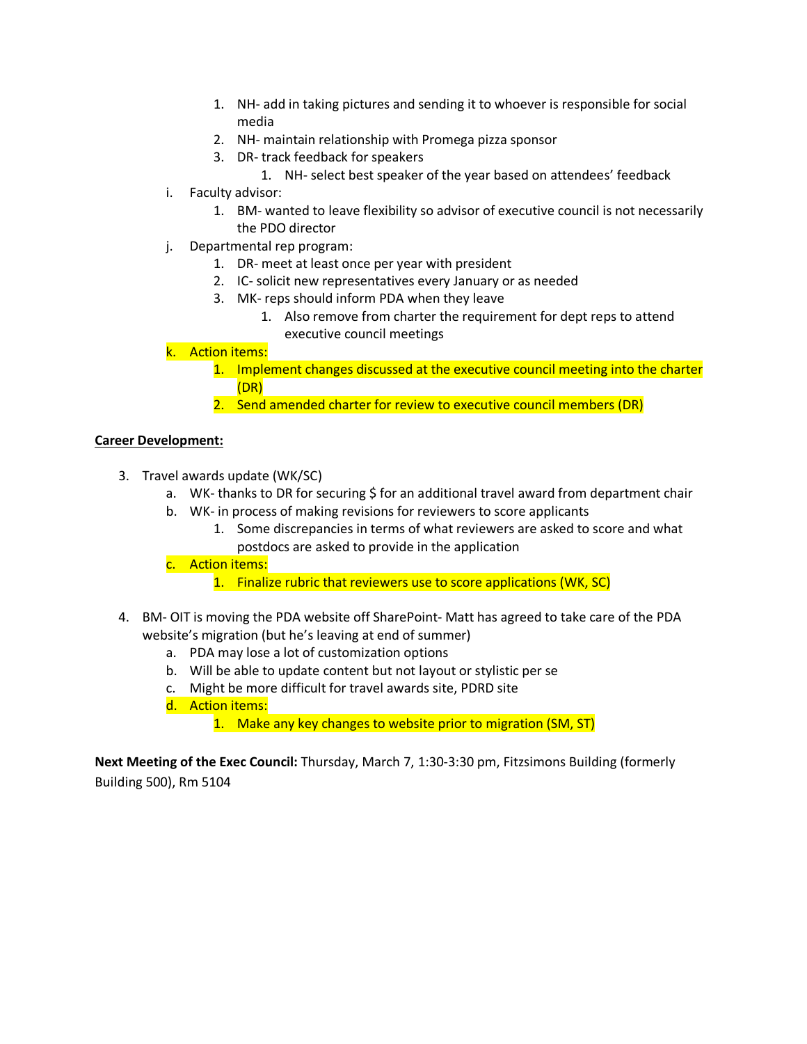1. NH- add in taking pictures and sending it to whoever is responsible for social media
        2. NH- maintain relationship with Promega pizza sponsor
        3. DR- track feedback for speakers
            1. NH- select best speaker of the year based on attendees' feedback

    i. Faculty advisor:
        1. BM- wanted to leave flexibility so advisor of executive council is not necessarily the PDO director

    j. Departmental rep program:
        1. DR- meet at least once per year with president
        2. IC- solicit new representatives every January or as needed
        3. MK- reps should inform PDA when they leave
            1. Also remove from charter the requirement for dept reps to attend executive council meetings

    k. Action items:
        1. Implement changes discussed at the executive council meeting into the charter (DR)
        2. Send amended charter for review to executive council members (DR)

**Career Development:**

3. Travel awards update (WK/SC)
    a. WK- thanks to DR for securing $ for an additional travel award from department chair
    b. WK- in process of making revisions for reviewers to score applicants
        1. Some discrepancies in terms of what reviewers are asked to score and what postdocs are asked to provide in the application
    c. Action items:
        1. Finalize rubric that reviewers use to score applications (WK, SC)

4. BM- OIT is moving the PDA website off SharePoint- Matt has agreed to take care of the PDA website's migration (but he's leaving at end of summer)
    a. PDA may lose a lot of customization options
    b. Will be able to update content but not layout or stylistic per se
    c. Might be more difficult for travel awards site, PDRD site
    d. Action items:
        1. Make any key changes to website prior to migration (SM, ST)

**Next Meeting of the Exec Council:** Thursday, March 7, 1:30-3:30 pm, Fitzsimons Building (formerly Building 500), Rm 5104